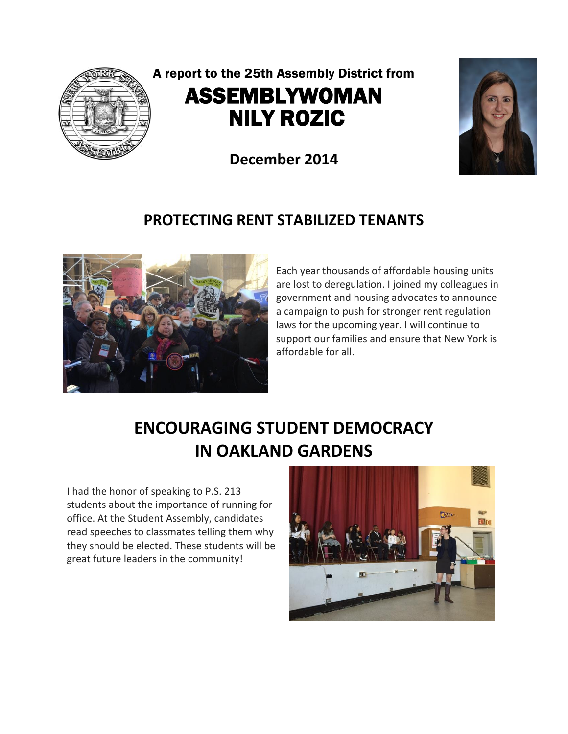A report to the 25th Assembly District from

# ASSEMBLYWOMAN NILY ROZIC

**December 2014**

## PROTECTING RENT STABILIZED TENANTS

Each year thousands of affordable housing units are lost to deregulation. I joined my colleagues in government and housing advocates to announce a campaign to push for stronger rent regulation laws for the upcoming year. I will continue to support our families and ensure that New York is affordable for all.

## ENCOURAGING STUDENT DEMOCRACY IN OAKLAND GARDENS

I had the honor of speaking to P.S. 213 students about the importance of running for office. At the Student Assembly, candidates read speeches to classmates telling them why they should be elected. These students will be great future leaders in the community!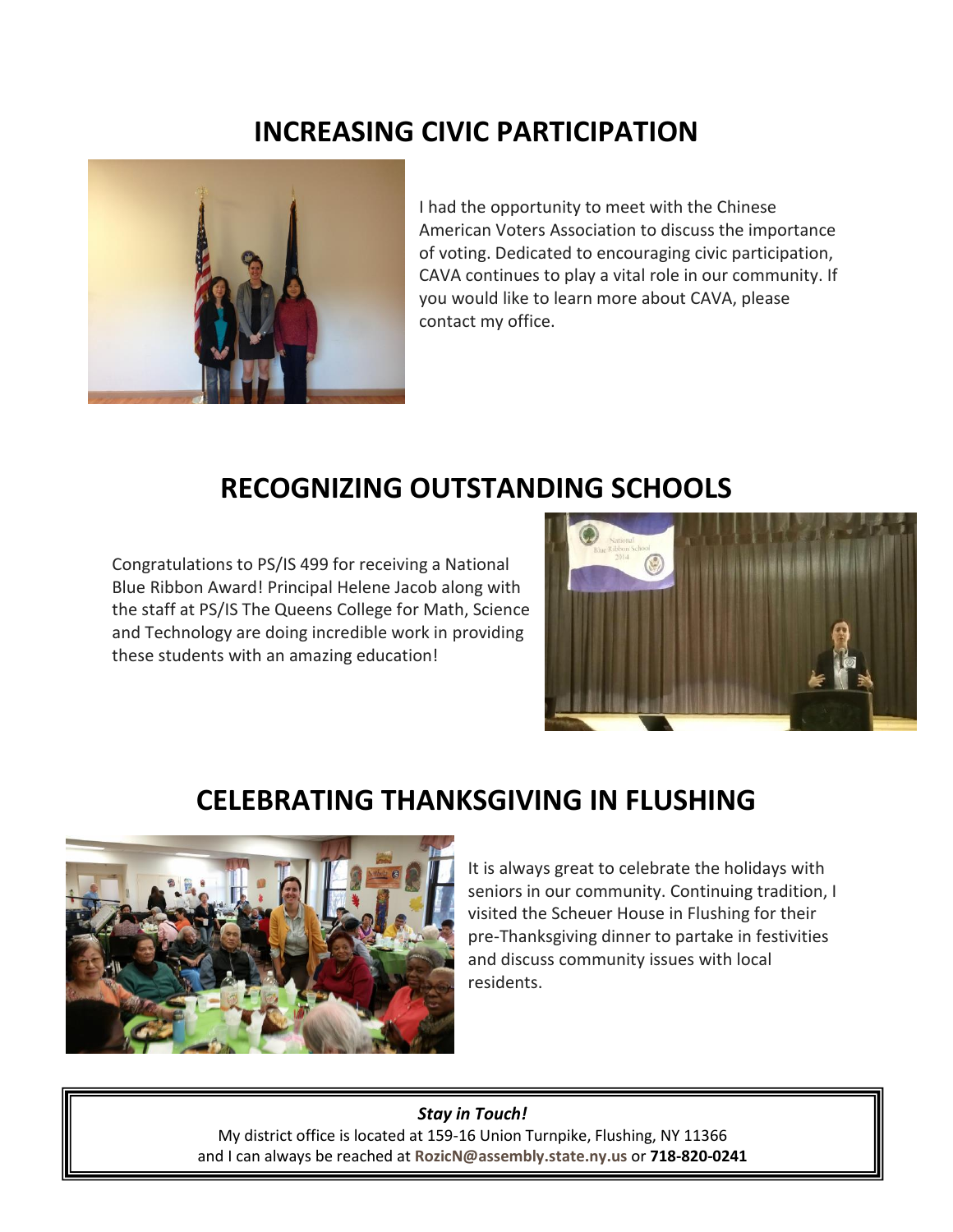## INCREASING CIVIC PARTICIPATION

I had the opportunity to meet with the Chinese American Voters Association to discuss the importance of voting. Dedicated to encouraging civic participation, CAVA continues to play a vital role in our community. If you would like to learn more about CAVA, please contact my office.

## RECOGNIZING OUTSTANDING SCHOOLS

Congratulations to PS/IS 499 for receiving a National Blue Ribbon Award! Principal Helene Jacob along with the staff at PS/IS The Queens College for Math, Science and Technology are doing incredible work in providing these students with an amazing education!

## CELEBRATING THANKSGIVING IN FLUSHING

It is always great to celebrate the holidays with seniors in our community. Continuing tradition, I visited the Scheuer House in Flushing for their pre-Thanksgiving dinner to partake in festivities and discuss community issues with local residents.

***Stay in Touch!***

My district office is located at 159-16 Union Turnpike, Flushing, NY 11366 and I can always be reached at **RozicN@assembly.state.ny.us** or **718-820-0241**